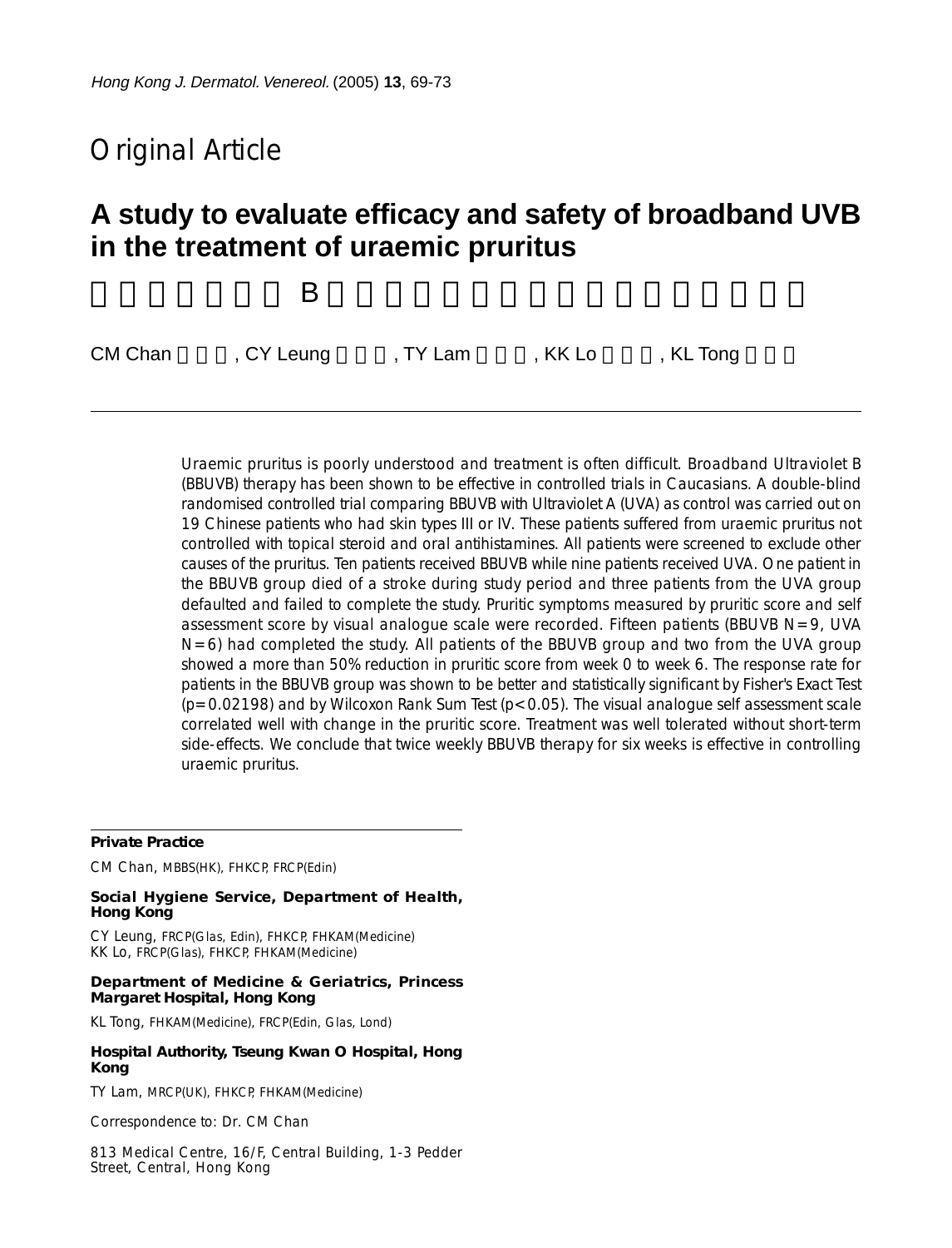Original Article

# A study to evaluate efficacy and safety of broadband UVB in the treatment of uraemic pruritus

CM Chan, CY Leung, TY Lam, KK Lo, KL Tong

Uraemic pruritus is poorly understood and treatment is often difficult. Broadband Ultraviolet B (BBUVB) therapy has been shown to be effective in controlled trials in Caucasians. A double-blind randomised controlled trial comparing BBUVB with Ultraviolet A (UVA) as control was carried out on 19 Chinese patients who had skin types III or IV. These patients suffered from uraemic pruritus not controlled with topical steroid and oral antihistamines. All patients were screened to exclude other causes of the pruritus. Ten patients received BBUVB while nine patients received UVA. One patient in the BBUVB group died of a stroke during study period and three patients from the UVA group defaulted and failed to complete the study. Pruritic symptoms measured by pruritic score and self assessment score by visual analogue scale were recorded. Fifteen patients (BBUVB N=9, UVA N=6) had completed the study. All patients of the BBUVB group and two from the UVA group showed a more than 50% reduction in pruritic score from week 0 to week 6. The response rate for patients in the BBUVB group was shown to be better and statistically significant by Fisher's Exact Test ($p=0.02198$) and by Wilcoxon Rank Sum Test ($p<0.05$). The visual analogue self assessment scale correlated well with change in the pruritic score. Treatment was well tolerated without short-term side-effects. We conclude that twice weekly BBUVB therapy for six weeks is effective in controlling uraemic pruritus.

**Private Practice**

CM Chan, MBBS(HK), FHKCP, FRCP(Edin)

**Social Hygiene Service, Department of Health, Hong Kong**

CY Leung, FRCP(Glas, Edin), FHKCP, FHKAM(Medicine)
KK Lo, FRCP(Glas), FHKCP, FHKAM(Medicine)

**Department of Medicine & Geriatrics, Princess Margaret Hospital, Hong Kong**

KL Tong, FHKAM(Medicine), FRCP(Edin, Glas, Lond)

**Hospital Authority, Tseung Kwan O Hospital, Hong Kong**

TY Lam, MRCP(UK), FHKCP, FHKAM(Medicine)

Correspondence to: Dr. CM Chan

813 Medical Centre, 16/F, Central Building, 1-3 Pedder Street, Central, Hong Kong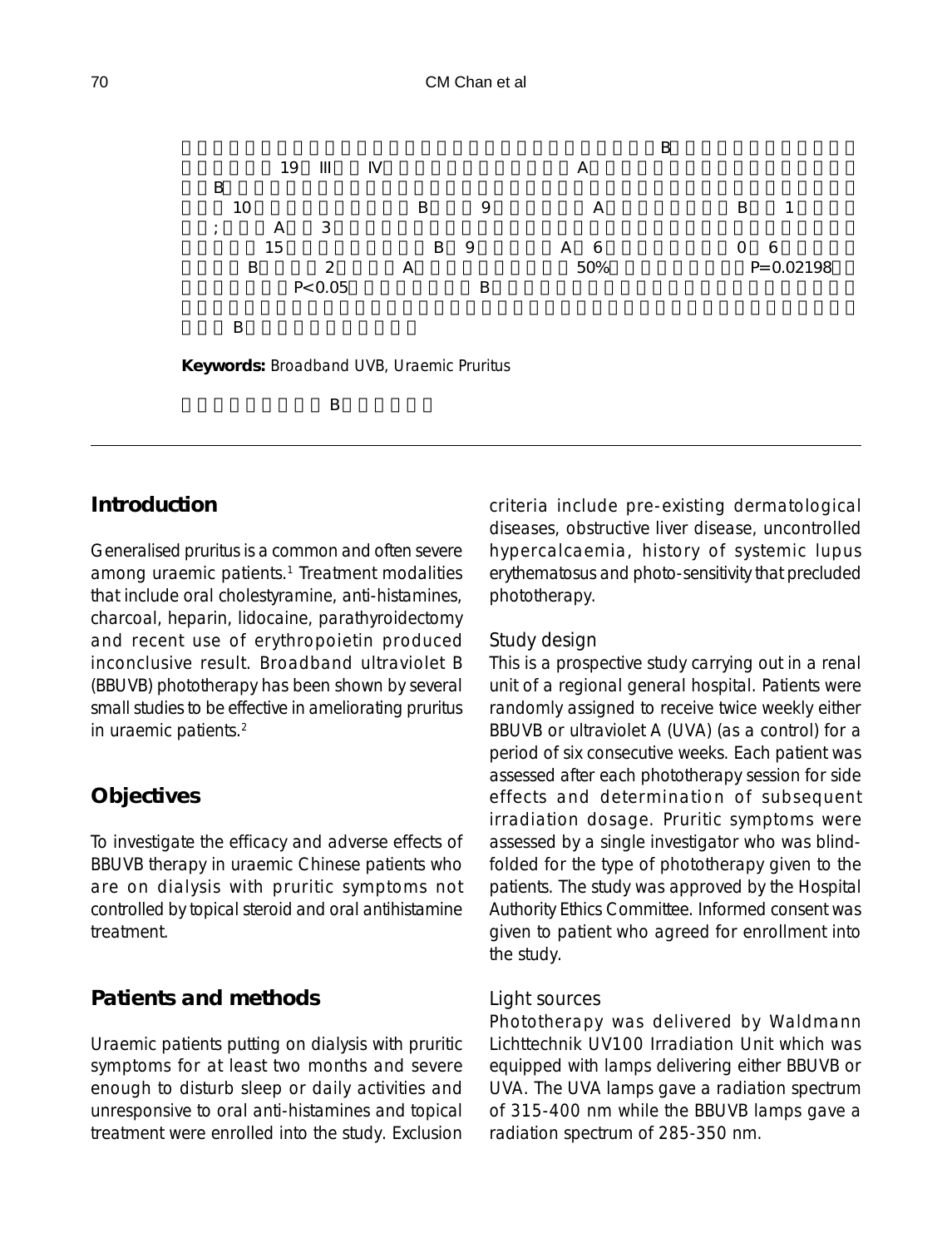B
19 III IV A
B
10 B 9 A B 1
; A 3
15 B 9 A 6 0 6
B 2 A 50% P=0.02198
P<0.05 B

B

**Keywords:** Broadband UVB, Uraemic Pruritus

B

## Introduction

Generalised pruritus is a common and often severe among uraemic patients.[1] Treatment modalities that include oral cholestyramine, anti-histamines, charcoal, heparin, lidocaine, parathyroidectomy and recent use of erythropoietin produced inconclusive result. Broadband ultraviolet B (BBUVB) phototherapy has been shown by several small studies to be effective in ameliorating pruritus in uraemic patients.[2]

## Objectives

To investigate the efficacy and adverse effects of BBUVB therapy in uraemic Chinese patients who are on dialysis with pruritic symptoms not controlled by topical steroid and oral antihistamine treatment.

## Patients and methods

Uraemic patients putting on dialysis with pruritic symptoms for at least two months and severe enough to disturb sleep or daily activities and unresponsive to oral anti-histamines and topical treatment were enrolled into the study. Exclusion criteria include pre-existing dermatological diseases, obstructive liver disease, uncontrolled hypercalcaemia, history of systemic lupus erythematosus and photo-sensitivity that precluded phototherapy.

### Study design

This is a prospective study carrying out in a renal unit of a regional general hospital. Patients were randomly assigned to receive twice weekly either BBUVB or ultraviolet A (UVA) (as a control) for a period of six consecutive weeks. Each patient was assessed after each phototherapy session for side effects and determination of subsequent irradiation dosage. Pruritic symptoms were assessed by a single investigator who was blind-folded for the type of phototherapy given to the patients. The study was approved by the Hospital Authority Ethics Committee. Informed consent was given to patient who agreed for enrollment into the study.

### Light sources

Phototherapy was delivered by Waldmann Lichttechnik UV100 Irradiation Unit which was equipped with lamps delivering either BBUVB or UVA. The UVA lamps gave a radiation spectrum of 315-400 nm while the BBUVB lamps gave a radiation spectrum of 285-350 nm.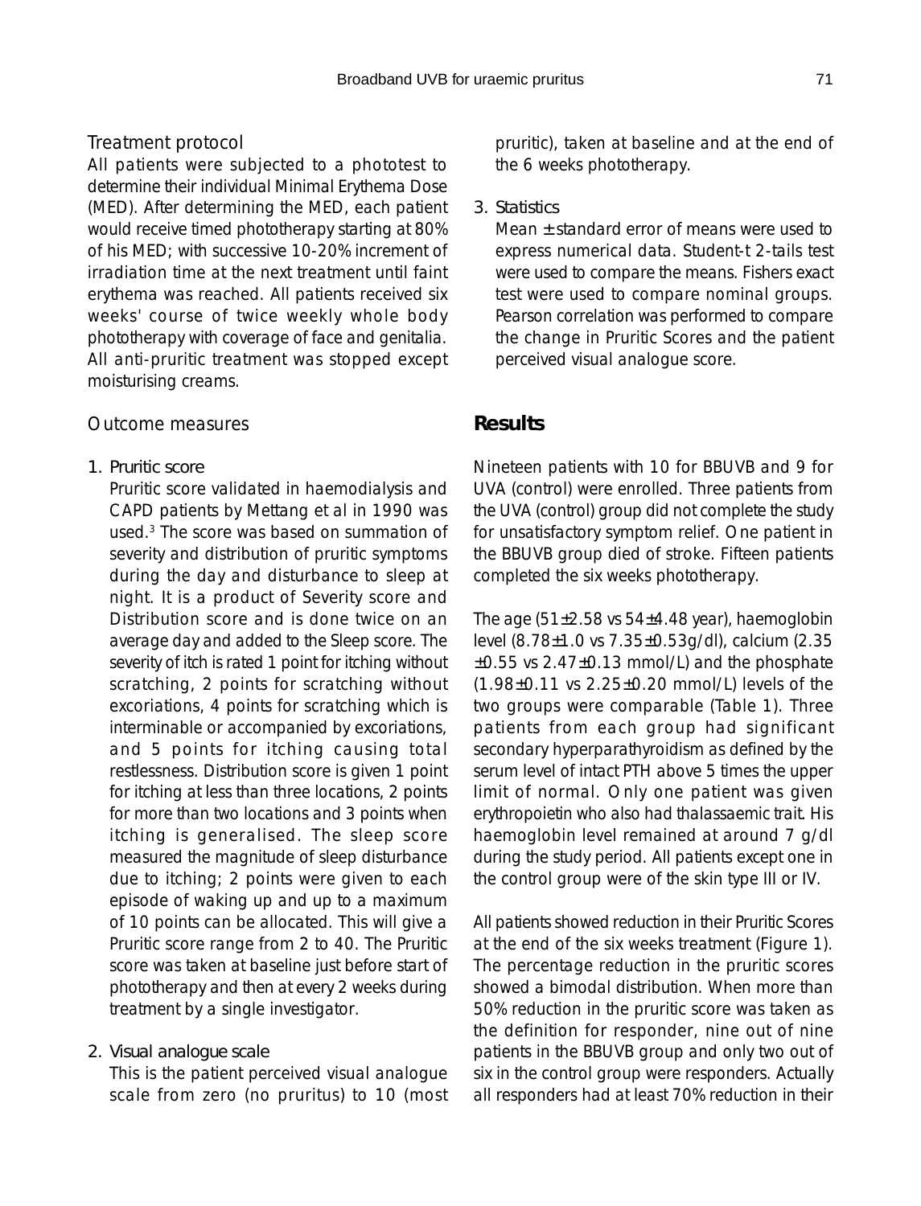### Treatment protocol

All patients were subjected to a phototest to determine their individual Minimal Erythema Dose (MED). After determining the MED, each patient would receive timed phototherapy starting at 80% of his MED; with successive 10-20% increment of irradiation time at the next treatment until faint erythema was reached. All patients received six weeks' course of twice weekly whole body phototherapy with coverage of face and genitalia. All anti-pruritic treatment was stopped except moisturising creams.

### Outcome measures

1. Pruritic score

   Pruritic score validated in haemodialysis and CAPD patients by Mettang et al in 1990 was used.[3] The score was based on summation of severity and distribution of pruritic symptoms during the day and disturbance to sleep at night. It is a product of Severity score and Distribution score and is done twice on an average day and added to the Sleep score. The severity of itch is rated 1 point for itching without scratching, 2 points for scratching without excoriations, 4 points for scratching which is interminable or accompanied by excoriations, and 5 points for itching causing total restlessness. Distribution score is given 1 point for itching at less than three locations, 2 points for more than two locations and 3 points when itching is generalised. The sleep score measured the magnitude of sleep disturbance due to itching; 2 points were given to each episode of waking up and up to a maximum of 10 points can be allocated. This will give a Pruritic score range from 2 to 40. The Pruritic score was taken at baseline just before start of phototherapy and then at every 2 weeks during treatment by a single investigator.

2. Visual analogue scale

   This is the patient perceived visual analogue scale from zero (no pruritus) to 10 (most pruritic), taken at baseline and at the end of the 6 weeks phototherapy.

3. Statistics

   Mean ± standard error of means were used to express numerical data. Student-t 2-tails test were used to compare the means. Fishers exact test were used to compare nominal groups. Pearson correlation was performed to compare the change in Pruritic Scores and the patient perceived visual analogue score.

## Results

Nineteen patients with 10 for BBUVB and 9 for UVA (control) were enrolled. Three patients from the UVA (control) group did not complete the study for unsatisfactory symptom relief. One patient in the BBUVB group died of stroke. Fifteen patients completed the six weeks phototherapy.

The age (51±2.58 vs 54±4.48 year), haemoglobin level (8.78±1.0 vs 7.35±0.53g/dl), calcium (2.35 ±0.55 vs 2.47±0.13 mmol/L) and the phosphate (1.98±0.11 vs 2.25±0.20 mmol/L) levels of the two groups were comparable (Table 1). Three patients from each group had significant secondary hyperparathyroidism as defined by the serum level of intact PTH above 5 times the upper limit of normal. Only one patient was given erythropoietin who also had thalassaemic trait. His haemoglobin level remained at around 7 g/dl during the study period. All patients except one in the control group were of the skin type III or IV.

All patients showed reduction in their Pruritic Scores at the end of the six weeks treatment (Figure 1). The percentage reduction in the pruritic scores showed a bimodal distribution. When more than 50% reduction in the pruritic score was taken as the definition for responder, nine out of nine patients in the BBUVB group and only two out of six in the control group were responders. Actually all responders had at least 70% reduction in their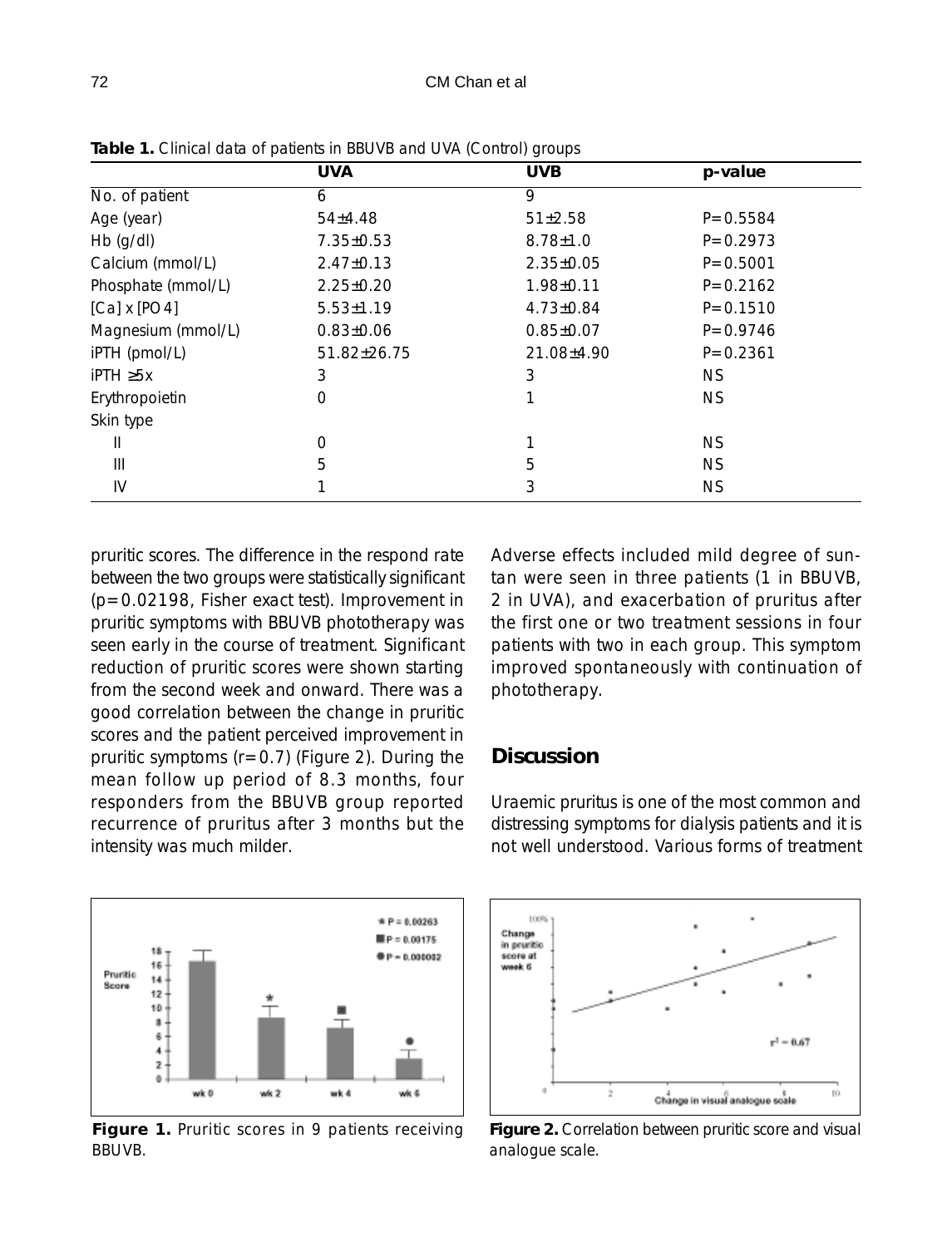**Table 1.** Clinical data of patients in BBUVB and UVA (Control) groups

| | UVA | UVB | p-value |
|---|---|---|---|
| No. of patient | 6 | 9 | |
| Age (year) | 54±4.48 | 51±2.58 | P=0.5584 |
| Hb (g/dl) | 7.35±0.53 | 8.78±1.0 | P=0.2973 |
| Calcium (mmol/L) | 2.47±0.13 | 2.35±0.05 | P=0.5001 |
| Phosphate (mmol/L) | 2.25±0.20 | 1.98±0.11 | P=0.2162 |
| [Ca] x [PO4] | 5.53±1.19 | 4.73±0.84 | P=0.1510 |
| Magnesium (mmol/L) | 0.83±0.06 | 0.85±0.07 | P=0.9746 |
| iPTH (pmol/L) | 51.82±26.75 | 21.08±4.90 | P=0.2361 |
| iPTH ≥5x | 3 | 3 | NS |
| Erythropoietin | 0 | 1 | NS |
| Skin type | | | |
| II | 0 | 1 | NS |
| III | 5 | 5 | NS |
| IV | 1 | 3 | NS |

pruritic scores. The difference in the respond rate between the two groups were statistically significant (p=0.02198, Fisher exact test). Improvement in pruritic symptoms with BBUVB phototherapy was seen early in the course of treatment. Significant reduction of pruritic scores were shown starting from the second week and onward. There was a good correlation between the change in pruritic scores and the patient perceived improvement in pruritic symptoms (r=0.7) (Figure 2). During the mean follow up period of 8.3 months, four responders from the BBUVB group reported recurrence of pruritus after 3 months but the intensity was much milder.

Adverse effects included mild degree of suntan were seen in three patients (1 in BBUVB, 2 in UVA), and exacerbation of pruritus after the first one or two treatment sessions in four patients with two in each group. This symptom improved spontaneously with continuation of phototherapy.

## Discussion

Uraemic pruritus is one of the most common and distressing symptoms for dialysis patients and it is not well understood. Various forms of treatment

**Figure 1.** Pruritic scores in 9 patients receiving BBUVB.

**Figure 2.** Correlation between pruritic score and visual analogue scale.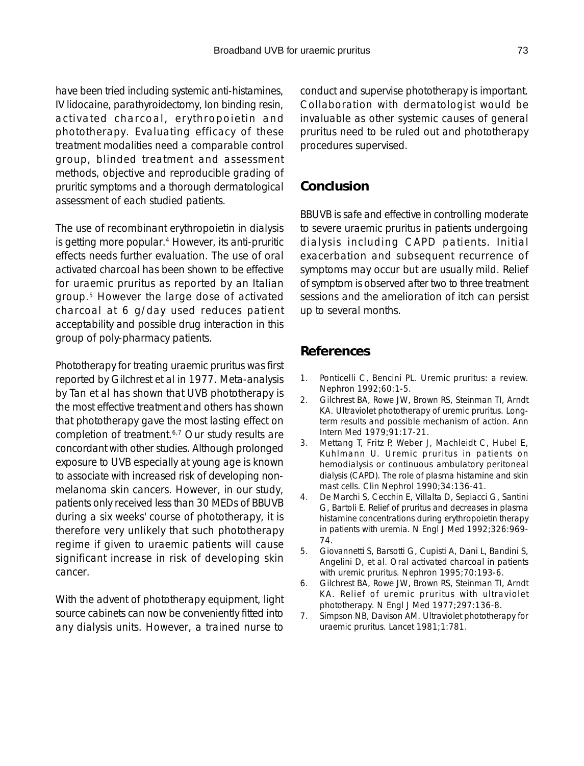have been tried including systemic anti-histamines, IV lidocaine, parathyroidectomy, Ion binding resin, activated charcoal, erythropoietin and phototherapy. Evaluating efficacy of these treatment modalities need a comparable control group, blinded treatment and assessment methods, objective and reproducible grading of pruritic symptoms and a thorough dermatological assessment of each studied patients.

The use of recombinant erythropoietin in dialysis is getting more popular.[4] However, its anti-pruritic effects needs further evaluation. The use of oral activated charcoal has been shown to be effective for uraemic pruritus as reported by an Italian group.[5] However the large dose of activated charcoal at 6 g/day used reduces patient acceptability and possible drug interaction in this group of poly-pharmacy patients.

Phototherapy for treating uraemic pruritus was first reported by Gilchrest et al in 1977. Meta-analysis by Tan et al has shown that UVB phototherapy is the most effective treatment and others has shown that phototherapy gave the most lasting effect on completion of treatment.[6,7] Our study results are concordant with other studies. Although prolonged exposure to UVB especially at young age is known to associate with increased risk of developing non-melanoma skin cancers. However, in our study, patients only received less than 30 MEDs of BBUVB during a six weeks' course of phototherapy, it is therefore very unlikely that such phototherapy regime if given to uraemic patients will cause significant increase in risk of developing skin cancer.

With the advent of phototherapy equipment, light source cabinets can now be conveniently fitted into any dialysis units. However, a trained nurse to conduct and supervise phototherapy is important. Collaboration with dermatologist would be invaluable as other systemic causes of general pruritus need to be ruled out and phototherapy procedures supervised.

## Conclusion

BBUVB is safe and effective in controlling moderate to severe uraemic pruritus in patients undergoing dialysis including CAPD patients. Initial exacerbation and subsequent recurrence of symptoms may occur but are usually mild. Relief of symptom is observed after two to three treatment sessions and the amelioration of itch can persist up to several months.

## References

1. Ponticelli C, Bencini PL. Uremic pruritus: a review. Nephron 1992;60:1-5.
2. Gilchrest BA, Rowe JW, Brown RS, Steinman TI, Arndt KA. Ultraviolet phototherapy of uremic pruritus. Long-term results and possible mechanism of action. Ann Intern Med 1979;91:17-21.
3. Mettang T, Fritz P, Weber J, Machleidt C, Hubel E, Kuhlmann U. Uremic pruritus in patients on hemodialysis or continuous ambulatory peritoneal dialysis (CAPD). The role of plasma histamine and skin mast cells. Clin Nephrol 1990;34:136-41.
4. De Marchi S, Cecchin E, Villalta D, Sepiacci G, Santini G, Bartoli E. Relief of pruritus and decreases in plasma histamine concentrations during erythropoietin therapy in patients with uremia. N Engl J Med 1992;326:969-74.
5. Giovannetti S, Barsotti G, Cupisti A, Dani L, Bandini S, Angelini D, et al. Oral activated charcoal in patients with uremic pruritus. Nephron 1995;70:193-6.
6. Gilchrest BA, Rowe JW, Brown RS, Steinman TI, Arndt KA. Relief of uremic pruritus with ultraviolet phototherapy. N Engl J Med 1977;297:136-8.
7. Simpson NB, Davison AM. Ultraviolet phototherapy for uraemic pruritus. Lancet 1981;1:781.